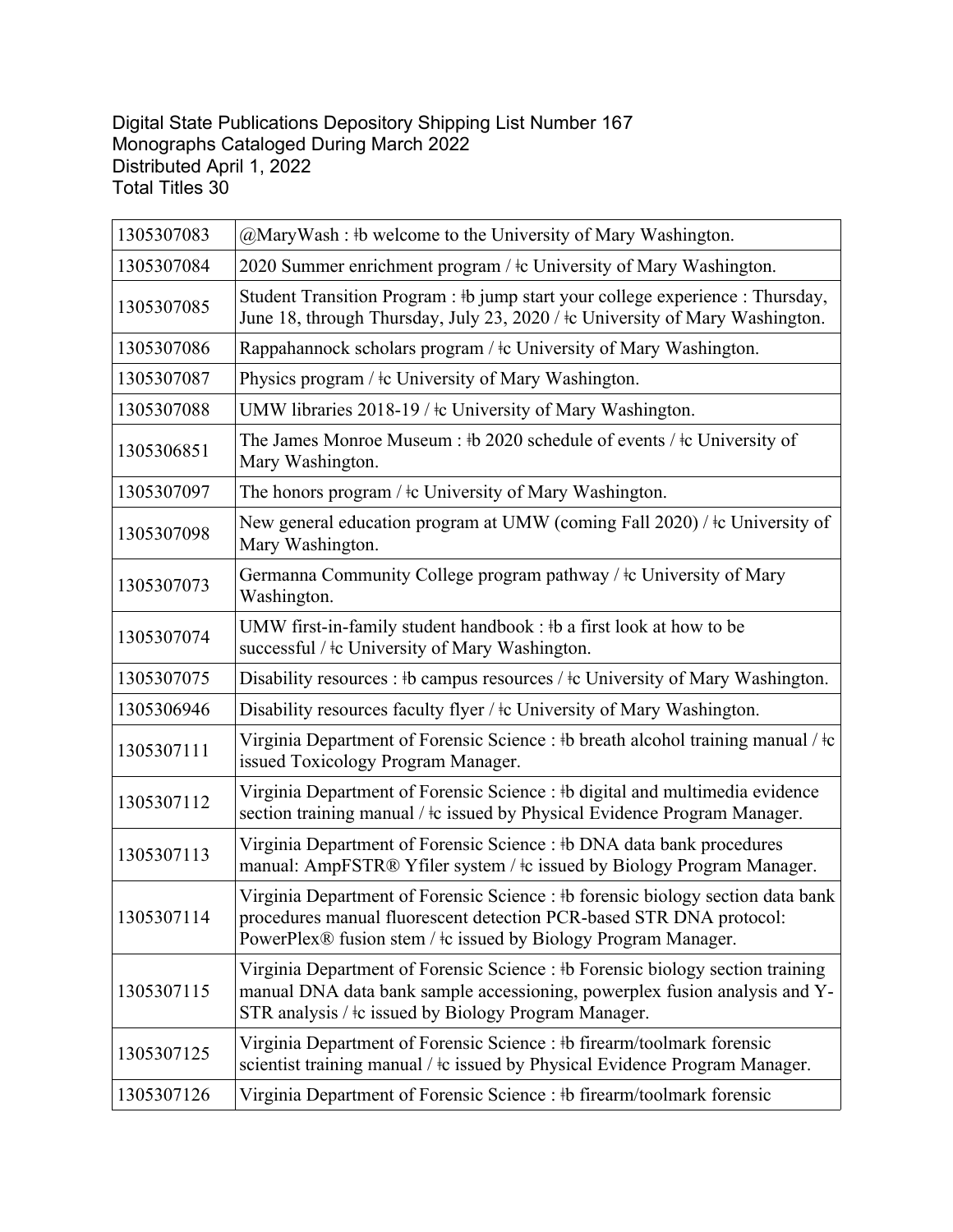Digital State Publications Depository Shipping List Number 167
Monographs Cataloged During March 2022
Distributed April 1, 2022
Total Titles 30

| | |
|---|---|
| 1305307083 | @MaryWash : ǂb welcome to the University of Mary Washington. |
| 1305307084 | 2020 Summer enrichment program / ǂc University of Mary Washington. |
| 1305307085 | Student Transition Program : ǂb jump start your college experience : Thursday, June 18, through Thursday, July 23, 2020 / ǂc University of Mary Washington. |
| 1305307086 | Rappahannock scholars program / ǂc University of Mary Washington. |
| 1305307087 | Physics program / ǂc University of Mary Washington. |
| 1305307088 | UMW libraries 2018-19 / ǂc University of Mary Washington. |
| 1305306851 | The James Monroe Museum : ǂb 2020 schedule of events / ǂc University of Mary Washington. |
| 1305307097 | The honors program / ǂc University of Mary Washington. |
| 1305307098 | New general education program at UMW (coming Fall 2020) / ǂc University of Mary Washington. |
| 1305307073 | Germanna Community College program pathway / ǂc University of Mary Washington. |
| 1305307074 | UMW first-in-family student handbook : ǂb a first look at how to be successful / ǂc University of Mary Washington. |
| 1305307075 | Disability resources : ǂb campus resources / ǂc University of Mary Washington. |
| 1305306946 | Disability resources faculty flyer / ǂc University of Mary Washington. |
| 1305307111 | Virginia Department of Forensic Science : ǂb breath alcohol training manual / ǂc issued Toxicology Program Manager. |
| 1305307112 | Virginia Department of Forensic Science : ǂb digital and multimedia evidence section training manual / ǂc issued by Physical Evidence Program Manager. |
| 1305307113 | Virginia Department of Forensic Science : ǂb DNA data bank procedures manual: AmpFSTR® Yfiler system / ǂc issued by Biology Program Manager. |
| 1305307114 | Virginia Department of Forensic Science : ǂb forensic biology section data bank procedures manual fluorescent detection PCR-based STR DNA protocol: PowerPlex® fusion stem / ǂc issued by Biology Program Manager. |
| 1305307115 | Virginia Department of Forensic Science : ǂb Forensic biology section training manual DNA data bank sample accessioning, powerplex fusion analysis and Y-STR analysis / ǂc issued by Biology Program Manager. |
| 1305307125 | Virginia Department of Forensic Science : ǂb firearm/toolmark forensic scientist training manual / ǂc issued by Physical Evidence Program Manager. |
| 1305307126 | Virginia Department of Forensic Science : ǂb firearm/toolmark forensic |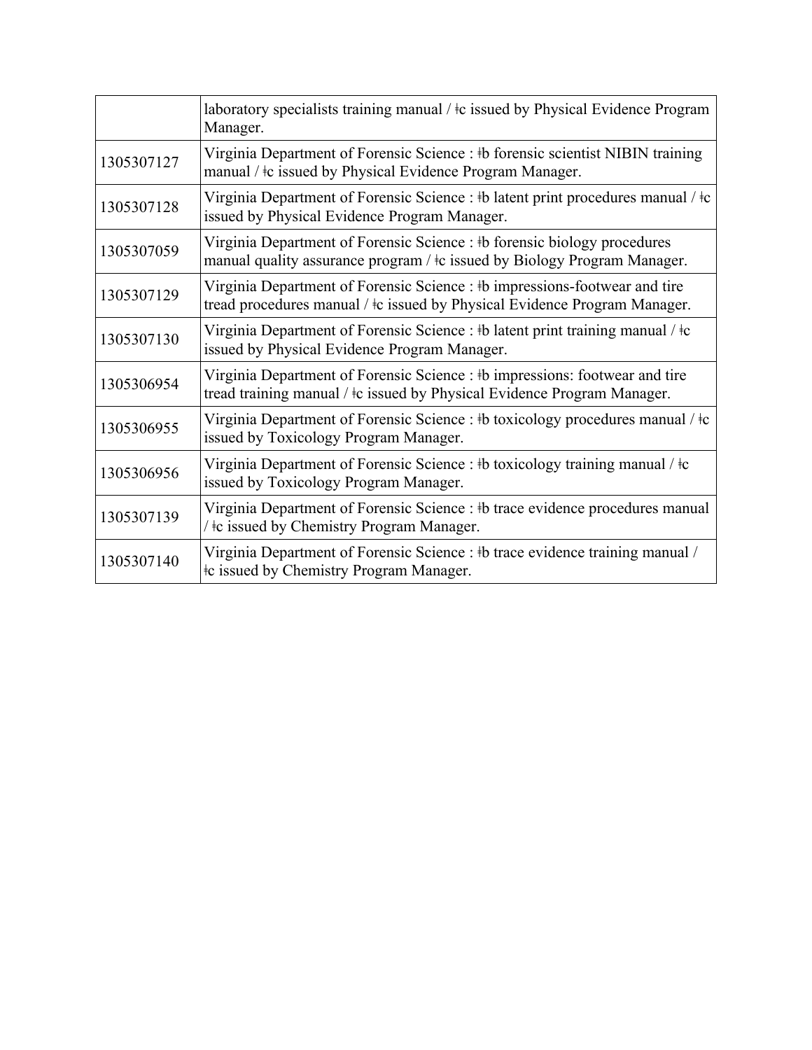| | |
|---|---|
| | laboratory specialists training manual / ǂc issued by Physical Evidence Program Manager. |
| 1305307127 | Virginia Department of Forensic Science : ǂb forensic scientist NIBIN training manual / ǂc issued by Physical Evidence Program Manager. |
| 1305307128 | Virginia Department of Forensic Science : ǂb latent print procedures manual / ǂc issued by Physical Evidence Program Manager. |
| 1305307059 | Virginia Department of Forensic Science : ǂb forensic biology procedures manual quality assurance program / ǂc issued by Biology Program Manager. |
| 1305307129 | Virginia Department of Forensic Science : ǂb impressions-footwear and tire tread procedures manual / ǂc issued by Physical Evidence Program Manager. |
| 1305307130 | Virginia Department of Forensic Science : ǂb latent print training manual / ǂc issued by Physical Evidence Program Manager. |
| 1305306954 | Virginia Department of Forensic Science : ǂb impressions: footwear and tire tread training manual / ǂc issued by Physical Evidence Program Manager. |
| 1305306955 | Virginia Department of Forensic Science : ǂb toxicology procedures manual / ǂc issued by Toxicology Program Manager. |
| 1305306956 | Virginia Department of Forensic Science : ǂb toxicology training manual / ǂc issued by Toxicology Program Manager. |
| 1305307139 | Virginia Department of Forensic Science : ǂb trace evidence procedures manual / ǂc issued by Chemistry Program Manager. |
| 1305307140 | Virginia Department of Forensic Science : ǂb trace evidence training manual / ǂc issued by Chemistry Program Manager. |